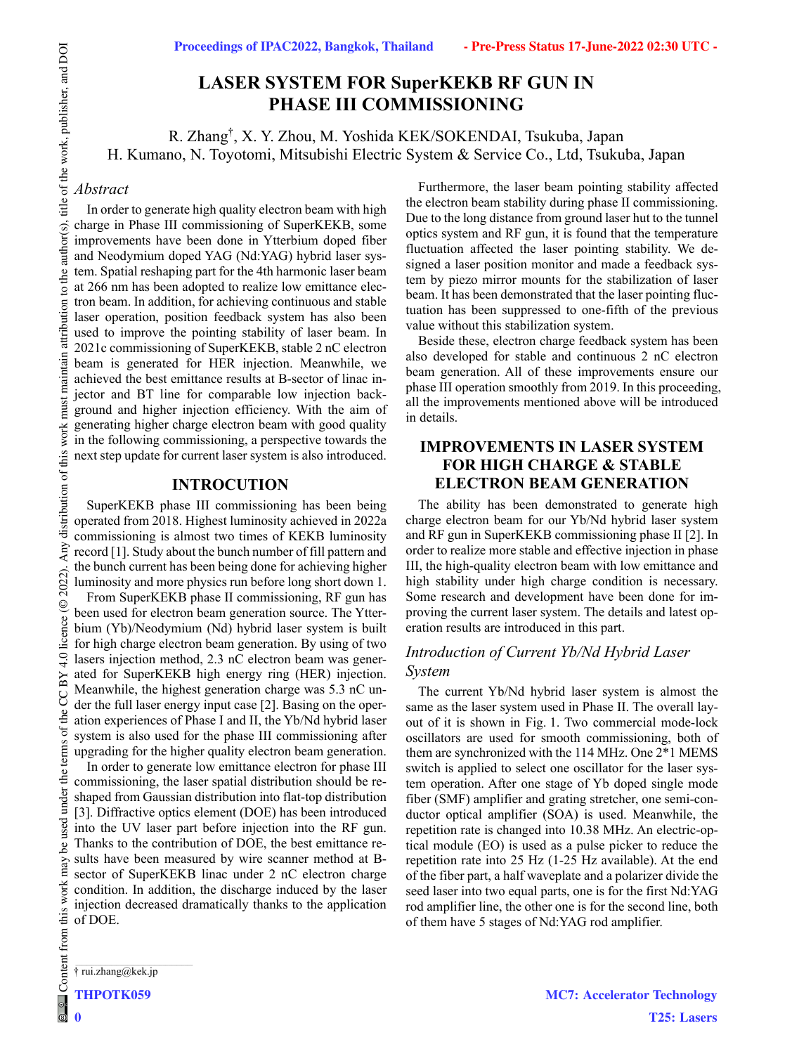# LASER SYSTEM FOR SuperKEKB RF GUN IN PHASE III COMMISSIONING

R. Zhang†, X. Y. Zhou, M. Yoshida KEK/SOKENDAI, Tsukuba, Japan
H. Kumano, N. Toyotomi, Mitsubishi Electric System & Service Co., Ltd, Tsukuba, Japan

## *Abstract*

In order to generate high quality electron beam with high charge in Phase III commissioning of SuperKEKB, some improvements have been done in Ytterbium doped fiber and Neodymium doped YAG (Nd:YAG) hybrid laser system. Spatial reshaping part for the 4th harmonic laser beam at 266 nm has been adopted to realize low emittance electron beam. In addition, for achieving continuous and stable laser operation, position feedback system has also been used to improve the pointing stability of laser beam. In 2021c commissioning of SuperKEKB, stable 2 nC electron beam is generated for HER injection. Meanwhile, we achieved the best emittance results at B-sector of linac injector and BT line for comparable low injection background and higher injection efficiency. With the aim of generating higher charge electron beam with good quality in the following commissioning, a perspective towards the next step update for current laser system is also introduced.

## INTROCUTION

SuperKEKB phase III commissioning has been being operated from 2018. Highest luminosity achieved in 2022a commissioning is almost two times of KEKB luminosity record [1]. Study about the bunch number of fill pattern and the bunch current has been being done for achieving higher luminosity and more physics run before long short down 1.

From SuperKEKB phase II commissioning, RF gun has been used for electron beam generation source. The Ytterbium (Yb)/Neodymium (Nd) hybrid laser system is built for high charge electron beam generation. By using of two lasers injection method, 2.3 nC electron beam was generated for SuperKEKB high energy ring (HER) injection. Meanwhile, the highest generation charge was 5.3 nC under the full laser energy input case [2]. Basing on the operation experiences of Phase I and II, the Yb/Nd hybrid laser system is also used for the phase III commissioning after upgrading for the higher quality electron beam generation.

In order to generate low emittance electron for phase III commissioning, the laser spatial distribution should be reshaped from Gaussian distribution into flat-top distribution [3]. Diffractive optics element (DOE) has been introduced into the UV laser part before injection into the RF gun. Thanks to the contribution of DOE, the best emittance results have been measured by wire scanner method at B-sector of SuperKEKB linac under 2 nC electron charge condition. In addition, the discharge induced by the laser injection decreased dramatically thanks to the application of DOE.

Furthermore, the laser beam pointing stability affected the electron beam stability during phase II commissioning. Due to the long distance from ground laser hut to the tunnel optics system and RF gun, it is found that the temperature fluctuation affected the laser pointing stability. We designed a laser position monitor and made a feedback system by piezo mirror mounts for the stabilization of laser beam. It has been demonstrated that the laser pointing fluctuation has been suppressed to one-fifth of the previous value without this stabilization system.

Beside these, electron charge feedback system has been also developed for stable and continuous 2 nC electron beam generation. All of these improvements ensure our phase III operation smoothly from 2019. In this proceeding, all the improvements mentioned above will be introduced in details.

## IMPROVEMENTS IN LASER SYSTEM FOR HIGH CHARGE & STABLE ELECTRON BEAM GENERATION

The ability has been demonstrated to generate high charge electron beam for our Yb/Nd hybrid laser system and RF gun in SuperKEKB commissioning phase II [2]. In order to realize more stable and effective injection in phase III, the high-quality electron beam with low emittance and high stability under high charge condition is necessary. Some research and development have been done for improving the current laser system. The details and latest operation results are introduced in this part.

### *Introduction of Current Yb/Nd Hybrid Laser System*

The current Yb/Nd hybrid laser system is almost the same as the laser system used in Phase II. The overall layout of it is shown in Fig. 1. Two commercial mode-lock oscillators are used for smooth commissioning, both of them are synchronized with the 114 MHz. One 2*1 MEMS switch is applied to select one oscillator for the laser system operation. After one stage of Yb doped single mode fiber (SMF) amplifier and grating stretcher, one semi-conductor optical amplifier (SOA) is used. Meanwhile, the repetition rate is changed into 10.38 MHz. An electric-optical module (EO) is used as a pulse picker to reduce the repetition rate into 25 Hz (1-25 Hz available). At the end of the fiber part, a half waveplate and a polarizer divide the seed laser into two equal parts, one is for the first Nd:YAG rod amplifier line, the other one is for the second line, both of them have 5 stages of Nd:YAG rod amplifier.

---

† rui.zhang@kek.jp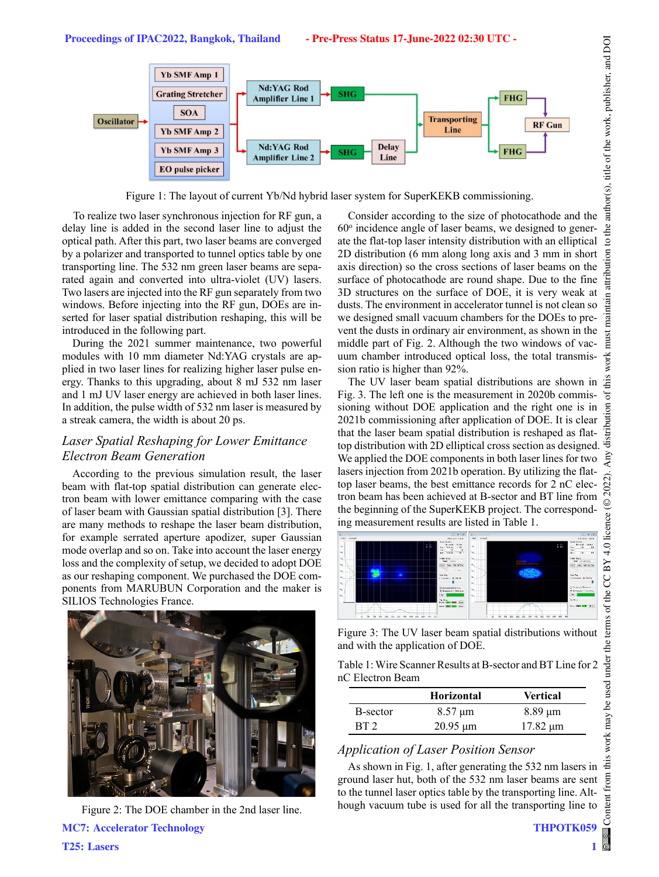Oscillator

Yb SMF Amp 1

Grating Stretcher

SOA

Yb SMF Amp 2

Yb SMF Amp 3

EO pulse picker

Nd:YAG Rod Amplifier Line 1

Nd:YAG Rod Amplifier Line 2

SHG

SHG

Delay Line

Transporting Line

FHG

FHG

RF Gun

Figure 1: The layout of current Yb/Nd hybrid laser system for SuperKEKB commissioning.

To realize two laser synchronous injection for RF gun, a delay line is added in the second laser line to adjust the optical path. After this part, two laser beams are converged by a polarizer and transported to tunnel optics table by one transporting line. The 532 nm green laser beams are separated again and converted into ultra-violet (UV) lasers. Two lasers are injected into the RF gun separately from two windows. Before injecting into the RF gun, DOEs are inserted for laser spatial distribution reshaping, this will be introduced in the following part.

During the 2021 summer maintenance, two powerful modules with 10 mm diameter Nd:YAG crystals are applied in two laser lines for realizing higher laser pulse energy. Thanks to this upgrading, about 8 mJ 532 nm laser and 1 mJ UV laser energy are achieved in both laser lines. In addition, the pulse width of 532 nm laser is measured by a streak camera, the width is about 20 ps.

### *Laser Spatial Reshaping for Lower Emittance Electron Beam Generation*

According to the previous simulation result, the laser beam with flat-top spatial distribution can generate electron beam with lower emittance comparing with the case of laser beam with Gaussian spatial distribution [3]. There are many methods to reshape the laser beam distribution, for example serrated aperture apodizer, super Gaussian mode overlap and so on. Take into account the laser energy loss and the complexity of setup, we decided to adopt DOE as our reshaping component. We purchased the DOE components from MARUBUN Corporation and the maker is SILIOS Technologies France.

Figure 2: The DOE chamber in the 2nd laser line.

Consider according to the size of photocathode and the 60° incidence angle of laser beams, we designed to generate the flat-top laser intensity distribution with an elliptical 2D distribution (6 mm along long axis and 3 mm in short axis direction) so the cross sections of laser beams on the surface of photocathode are round shape. Due to the fine 3D structures on the surface of DOE, it is very weak at dusts. The environment in accelerator tunnel is not clean so we designed small vacuum chambers for the DOEs to prevent the dusts in ordinary air environment, as shown in the middle part of Fig. 2. Although the two windows of vacuum chamber introduced optical loss, the total transmission ratio is higher than 92%.

The UV laser beam spatial distributions are shown in Fig. 3. The left one is the measurement in 2020b commissioning without DOE application and the right one is in 2021b commissioning after application of DOE. It is clear that the laser beam spatial distribution is reshaped as flat-top distribution with 2D elliptical cross section as designed. We applied the DOE components in both laser lines for two lasers injection from 2021b operation. By utilizing the flat-top laser beams, the best emittance records for 2 nC electron beam has been achieved at B-sector and BT line from the beginning of the SuperKEKB project. The corresponding measurement results are listed in Table 1.

Figure 3: The UV laser beam spatial distributions without and with the application of DOE.

Table 1: Wire Scanner Results at B-sector and BT Line for 2 nC Electron Beam

| | Horizontal | Vertical |
|---|---|---|
| B-sector | 8.57 μm | 8.89 μm |
| BT 2 | 20.95 μm | 17.82 μm |

### *Application of Laser Position Sensor*

As shown in Fig. 1, after generating the 532 nm lasers in ground laser hut, both of the 532 nm laser beams are sent to the tunnel laser optics table by the transporting line. Although vacuum tube is used for all the transporting line to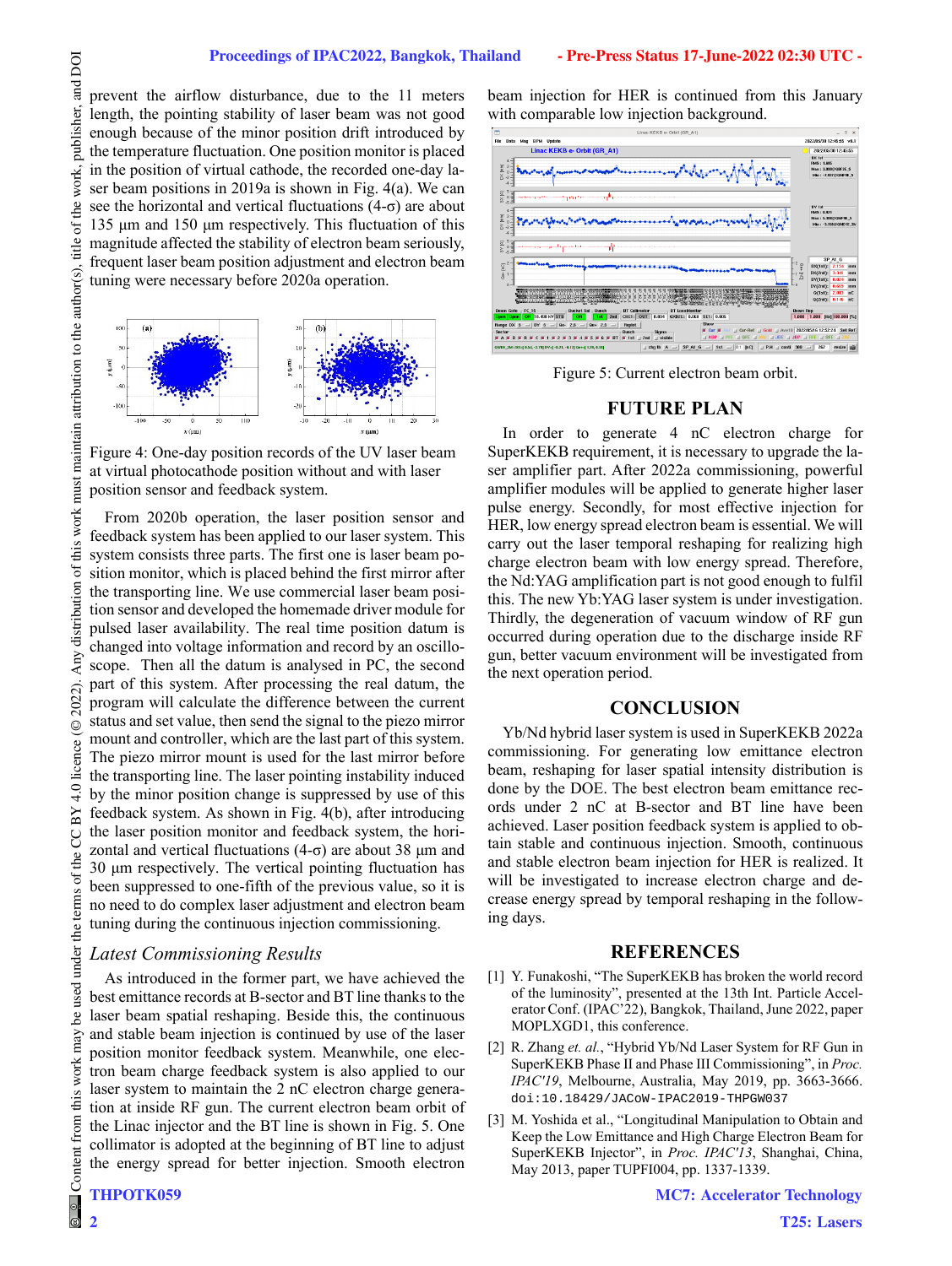prevent the airflow disturbance, due to the 11 meters length, the pointing stability of laser beam was not good enough because of the minor position drift introduced by the temperature fluctuation. One position monitor is placed in the position of virtual cathode, the recorded one-day laser beam positions in 2019a is shown in Fig. 4(a). We can see the horizontal and vertical fluctuations (4-σ) are about 135 μm and 150 μm respectively. This fluctuation of this magnitude affected the stability of electron beam seriously, frequent laser beam position adjustment and electron beam tuning were necessary before 2020a operation.

Figure 4: One-day position records of the UV laser beam at virtual photocathode position without and with laser position sensor and feedback system.

From 2020b operation, the laser position sensor and feedback system has been applied to our laser system. This system consists three parts. The first one is laser beam position monitor, which is placed behind the first mirror after the transporting line. We use commercial laser beam position sensor and developed the homemade driver module for pulsed laser availability. The real time position datum is changed into voltage information and record by an oscilloscope. Then all the datum is analysed in PC, the second part of this system. After processing the real datum, the program will calculate the difference between the current status and set value, then send the signal to the piezo mirror mount and controller, which are the last part of this system. The piezo mirror mount is used for the last mirror before the transporting line. The laser pointing instability induced by the minor position change is suppressed by use of this feedback system. As shown in Fig. 4(b), after introducing the laser position monitor and feedback system, the horizontal and vertical fluctuations (4-σ) are about 38 μm and 30 μm respectively. The vertical pointing fluctuation has been suppressed to one-fifth of the previous value, so it is no need to do complex laser adjustment and electron beam tuning during the continuous injection commissioning.

### *Latest Commissioning Results*

As introduced in the former part, we have achieved the best emittance records at B-sector and BT line thanks to the laser beam spatial reshaping. Beside this, the continuous and stable beam injection is continued by use of the laser position monitor feedback system. Meanwhile, one electron beam charge feedback system is also applied to our laser system to maintain the 2 nC electron charge generation at inside RF gun. The current electron beam orbit of the Linac injector and the BT line is shown in Fig. 5. One collimator is adopted at the beginning of BT line to adjust the energy spread for better injection. Smooth electron beam injection for HER is continued from this January with comparable low injection background.

Figure 5: Current electron beam orbit.

## FUTURE PLAN

In order to generate 4 nC electron charge for SuperKEKB requirement, it is necessary to upgrade the laser amplifier part. After 2022a commissioning, powerful amplifier modules will be applied to generate higher laser pulse energy. Secondly, for most effective injection for HER, low energy spread electron beam is essential. We will carry out the laser temporal reshaping for realizing high charge electron beam with low energy spread. Therefore, the Nd:YAG amplification part is not good enough to fulfil this. The new Yb:YAG laser system is under investigation. Thirdly, the degeneration of vacuum window of RF gun occurred during operation due to the discharge inside RF gun, better vacuum environment will be investigated from the next operation period.

## CONCLUSION

Yb/Nd hybrid laser system is used in SuperKEKB 2022a commissioning. For generating low emittance electron beam, reshaping for laser spatial intensity distribution is done by the DOE. The best electron beam emittance records under 2 nC at B-sector and BT line have been achieved. Laser position feedback system is applied to obtain stable and continuous injection. Smooth, continuous and stable electron beam injection for HER is realized. It will be investigated to increase electron charge and decrease energy spread by temporal reshaping in the following days.

## REFERENCES

[1] Y. Funakoshi, "The SuperKEKB has broken the world record of the luminosity", presented at the 13th Int. Particle Accelerator Conf. (IPAC'22), Bangkok, Thailand, June 2022, paper MOPLXGD1, this conference.

[2] R. Zhang *et. al.*, "Hybrid Yb/Nd Laser System for RF Gun in SuperKEKB Phase II and Phase III Commissioning", in *Proc. IPAC'19*, Melbourne, Australia, May 2019, pp. 3663-3666. doi:10.18429/JACoW-IPAC2019-THPGW037

[3] M. Yoshida et al., "Longitudinal Manipulation to Obtain and Keep the Low Emittance and High Charge Electron Beam for SuperKEKB Injector", in *Proc. IPAC'13*, Shanghai, China, May 2013, paper TUPFI004, pp. 1337-1339.